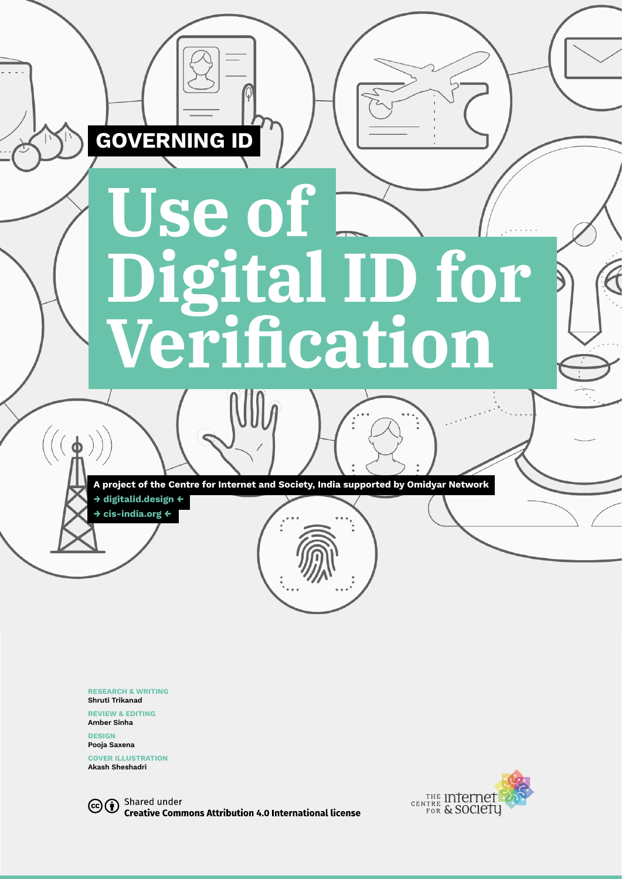GOVERNING ID

# Use of Digital ID for Verification

A project of the Centre for Internet and Society, India supported by Omidyar Network

→ digitalid.design ←

→ cis-india.org ←

**RESEARCH & WRITING**
Shruti Trikanad

**REVIEW & EDITING**
Amber Sinha

**DESIGN**
Pooja Saxena

**COVER ILLUSTRATION**
Akash Sheshadri

Shared under
**Creative Commons Attribution 4.0 International license**

THE CENTRE FOR Internet & Society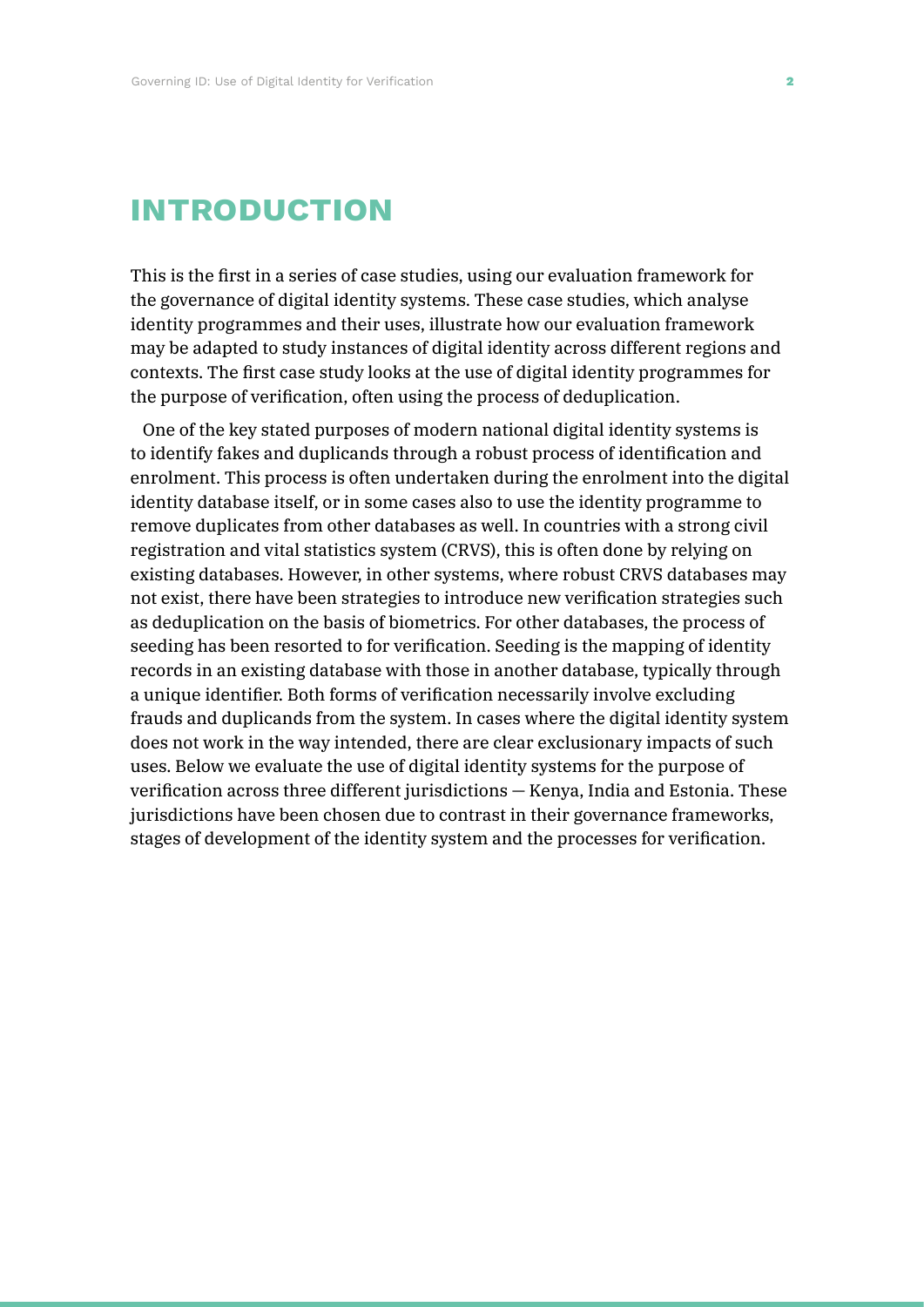# INTRODUCTION

This is the first in a series of case studies, using our evaluation framework for the governance of digital identity systems. These case studies, which analyse identity programmes and their uses, illustrate how our evaluation framework may be adapted to study instances of digital identity across different regions and contexts. The first case study looks at the use of digital identity programmes for the purpose of verification, often using the process of deduplication.

One of the key stated purposes of modern national digital identity systems is to identify fakes and duplicands through a robust process of identification and enrolment. This process is often undertaken during the enrolment into the digital identity database itself, or in some cases also to use the identity programme to remove duplicates from other databases as well. In countries with a strong civil registration and vital statistics system (CRVS), this is often done by relying on existing databases. However, in other systems, where robust CRVS databases may not exist, there have been strategies to introduce new verification strategies such as deduplication on the basis of biometrics. For other databases, the process of seeding has been resorted to for verification. Seeding is the mapping of identity records in an existing database with those in another database, typically through a unique identifier. Both forms of verification necessarily involve excluding frauds and duplicands from the system. In cases where the digital identity system does not work in the way intended, there are clear exclusionary impacts of such uses. Below we evaluate the use of digital identity systems for the purpose of verification across three different jurisdictions — Kenya, India and Estonia. These jurisdictions have been chosen due to contrast in their governance frameworks, stages of development of the identity system and the processes for verification.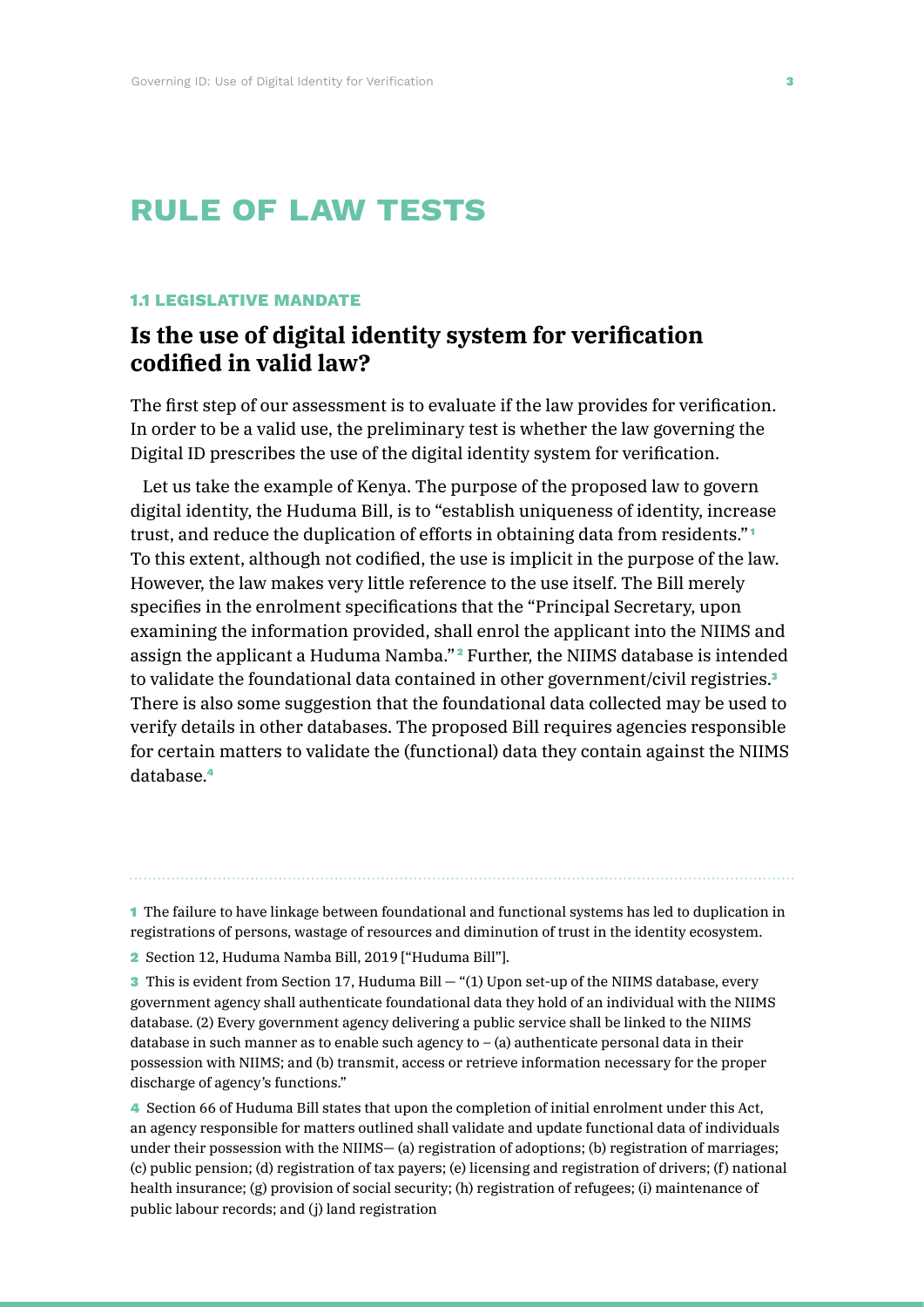# RULE OF LAW TESTS

### 1.1 LEGISLATIVE MANDATE

## Is the use of digital identity system for verification codified in valid law?

The first step of our assessment is to evaluate if the law provides for verification. In order to be a valid use, the preliminary test is whether the law governing the Digital ID prescribes the use of the digital identity system for verification.

Let us take the example of Kenya. The purpose of the proposed law to govern digital identity, the Huduma Bill, is to "establish uniqueness of identity, increase trust, and reduce the duplication of efforts in obtaining data from residents."[1] To this extent, although not codified, the use is implicit in the purpose of the law. However, the law makes very little reference to the use itself. The Bill merely specifies in the enrolment specifications that the "Principal Secretary, upon examining the information provided, shall enrol the applicant into the NIIMS and assign the applicant a Huduma Namba."[2] Further, the NIIMS database is intended to validate the foundational data contained in other government/civil registries.[3] There is also some suggestion that the foundational data collected may be used to verify details in other databases. The proposed Bill requires agencies responsible for certain matters to validate the (functional) data they contain against the NIIMS database.[4]

---

1 The failure to have linkage between foundational and functional systems has led to duplication in registrations of persons, wastage of resources and diminution of trust in the identity ecosystem.

2 Section 12, Huduma Namba Bill, 2019 ["Huduma Bill"].

3 This is evident from Section 17, Huduma Bill — "(1) Upon set-up of the NIIMS database, every government agency shall authenticate foundational data they hold of an individual with the NIIMS database. (2) Every government agency delivering a public service shall be linked to the NIIMS database in such manner as to enable such agency to – (a) authenticate personal data in their possession with NIIMS; and (b) transmit, access or retrieve information necessary for the proper discharge of agency's functions."

4 Section 66 of Huduma Bill states that upon the completion of initial enrolment under this Act, an agency responsible for matters outlined shall validate and update functional data of individuals under their possession with the NIIMS— (a) registration of adoptions; (b) registration of marriages; (c) public pension; (d) registration of tax payers; (e) licensing and registration of drivers; (f) national health insurance; (g) provision of social security; (h) registration of refugees; (i) maintenance of public labour records; and (j) land registration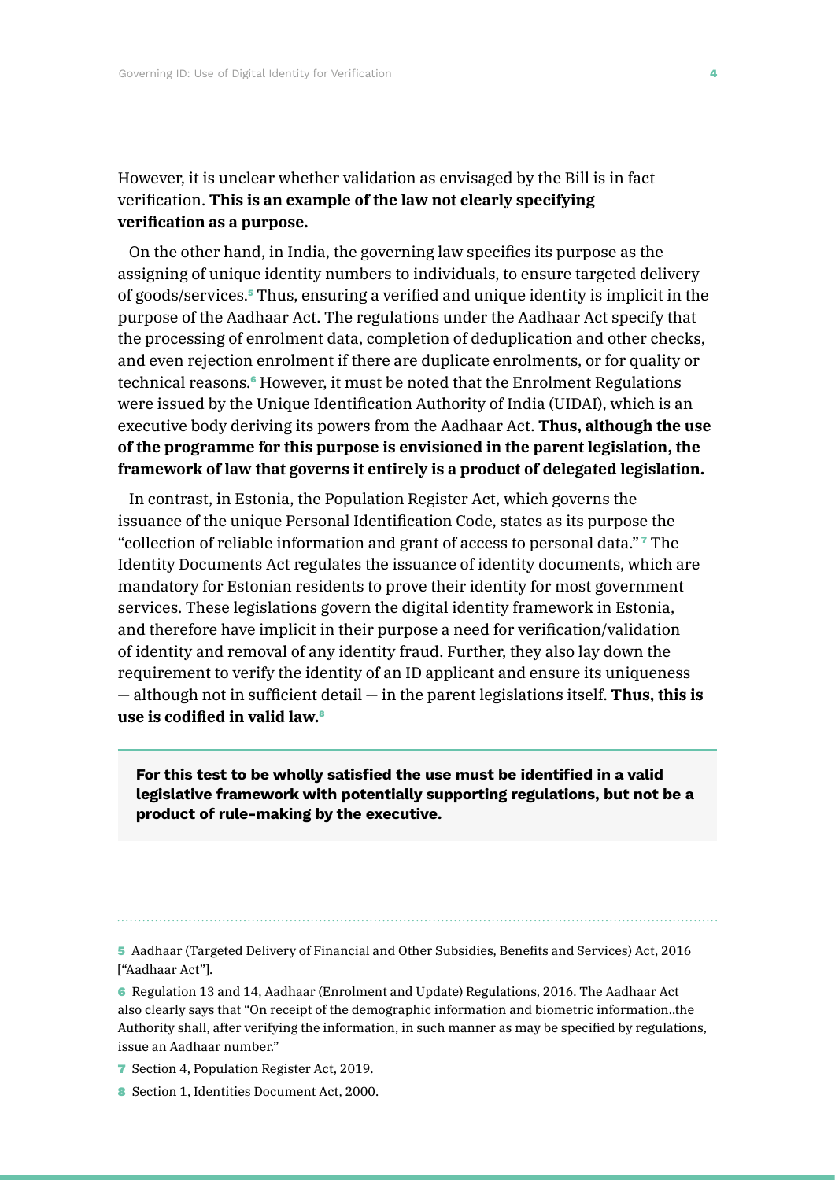However, it is unclear whether validation as envisaged by the Bill is in fact verification. **This is an example of the law not clearly specifying verification as a purpose.**

On the other hand, in India, the governing law specifies its purpose as the assigning of unique identity numbers to individuals, to ensure targeted delivery of goods/services.[5] Thus, ensuring a verified and unique identity is implicit in the purpose of the Aadhaar Act. The regulations under the Aadhaar Act specify that the processing of enrolment data, completion of deduplication and other checks, and even rejection enrolment if there are duplicate enrolments, or for quality or technical reasons.[6] However, it must be noted that the Enrolment Regulations were issued by the Unique Identification Authority of India (UIDAI), which is an executive body deriving its powers from the Aadhaar Act. **Thus, although the use of the programme for this purpose is envisioned in the parent legislation, the framework of law that governs it entirely is a product of delegated legislation.**

In contrast, in Estonia, the Population Register Act, which governs the issuance of the unique Personal Identification Code, states as its purpose the "collection of reliable information and grant of access to personal data."[7] The Identity Documents Act regulates the issuance of identity documents, which are mandatory for Estonian residents to prove their identity for most government services. These legislations govern the digital identity framework in Estonia, and therefore have implicit in their purpose a need for verification/validation of identity and removal of any identity fraud. Further, they also lay down the requirement to verify the identity of an ID applicant and ensure its uniqueness — although not in sufficient detail — in the parent legislations itself. **Thus, this is use is codified in valid law.**[8]

> **For this test to be wholly satisfied the use must be identified in a valid legislative framework with potentially supporting regulations, but not be a product of rule-making by the executive.**

---

5 Aadhaar (Targeted Delivery of Financial and Other Subsidies, Benefits and Services) Act, 2016 ["Aadhaar Act"].

6 Regulation 13 and 14, Aadhaar (Enrolment and Update) Regulations, 2016. The Aadhaar Act also clearly says that "On receipt of the demographic information and biometric information..the Authority shall, after verifying the information, in such manner as may be specified by regulations, issue an Aadhaar number."

7 Section 4, Population Register Act, 2019.

8 Section 1, Identities Document Act, 2000.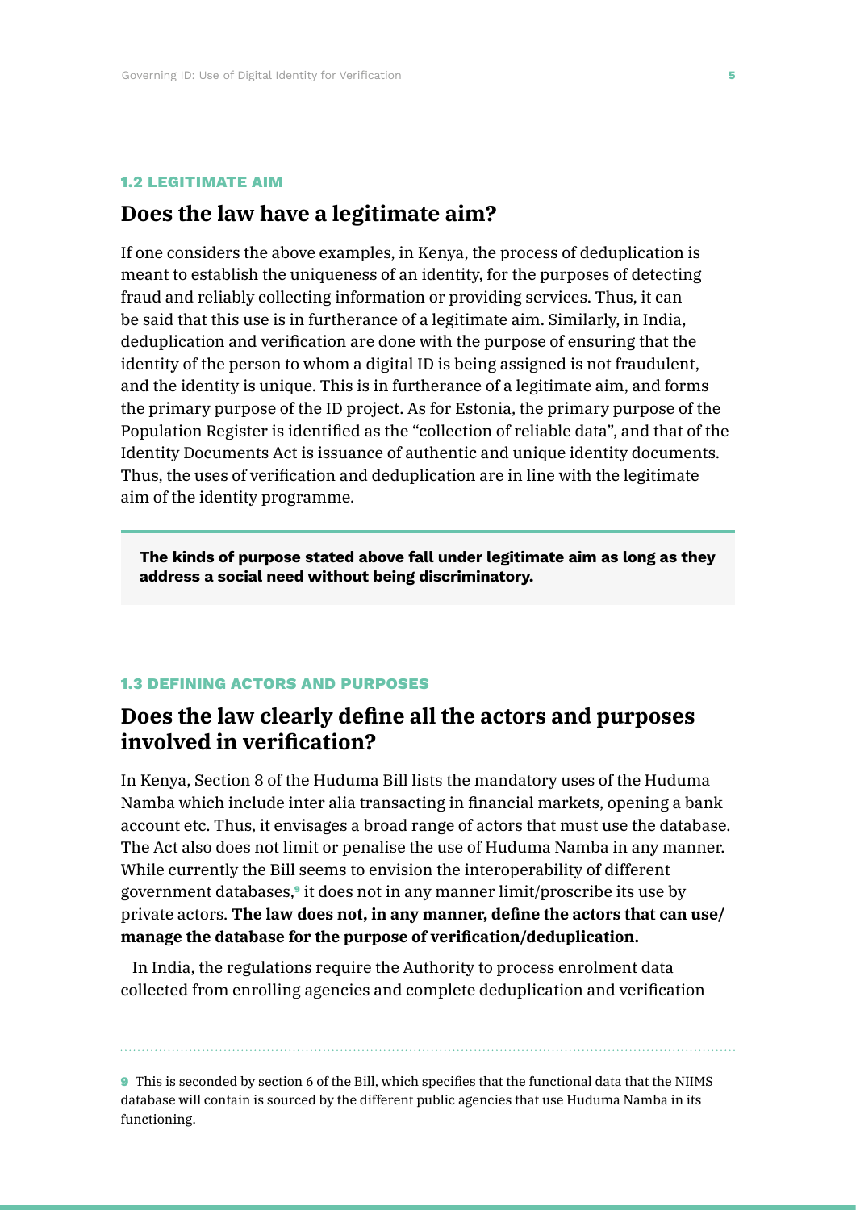### 1.2 LEGITIMATE AIM

## Does the law have a legitimate aim?

If one considers the above examples, in Kenya, the process of deduplication is meant to establish the uniqueness of an identity, for the purposes of detecting fraud and reliably collecting information or providing services. Thus, it can be said that this use is in furtherance of a legitimate aim. Similarly, in India, deduplication and verification are done with the purpose of ensuring that the identity of the person to whom a digital ID is being assigned is not fraudulent, and the identity is unique. This is in furtherance of a legitimate aim, and forms the primary purpose of the ID project. As for Estonia, the primary purpose of the Population Register is identified as the "collection of reliable data", and that of the Identity Documents Act is issuance of authentic and unique identity documents. Thus, the uses of verification and deduplication are in line with the legitimate aim of the identity programme.

> **The kinds of purpose stated above fall under legitimate aim as long as they address a social need without being discriminatory.**

### 1.3 DEFINING ACTORS AND PURPOSES

## Does the law clearly define all the actors and purposes involved in verification?

In Kenya, Section 8 of the Huduma Bill lists the mandatory uses of the Huduma Namba which include inter alia transacting in financial markets, opening a bank account etc. Thus, it envisages a broad range of actors that must use the database. The Act also does not limit or penalise the use of Huduma Namba in any manner. While currently the Bill seems to envision the interoperability of different government databases,[9] it does not in any manner limit/proscribe its use by private actors. **The law does not, in any manner, define the actors that can use/manage the database for the purpose of verification/deduplication.**

In India, the regulations require the Authority to process enrolment data collected from enrolling agencies and complete deduplication and verification

---

[9] This is seconded by section 6 of the Bill, which specifies that the functional data that the NIIMS database will contain is sourced by the different public agencies that use Huduma Namba in its functioning.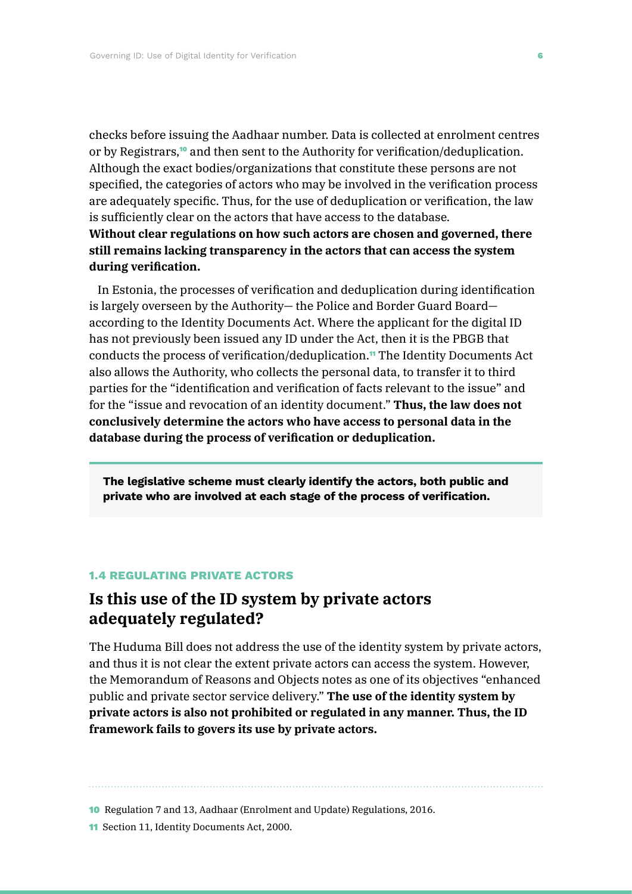checks before issuing the Aadhaar number. Data is collected at enrolment centres or by Registrars,[10] and then sent to the Authority for verification/deduplication. Although the exact bodies/organizations that constitute these persons are not specified, the categories of actors who may be involved in the verification process are adequately specific. Thus, for the use of deduplication or verification, the law is sufficiently clear on the actors that have access to the database. **Without clear regulations on how such actors are chosen and governed, there still remains lacking transparency in the actors that can access the system during verification.**

In Estonia, the processes of verification and deduplication during identification is largely overseen by the Authority— the Police and Border Guard Board— according to the Identity Documents Act. Where the applicant for the digital ID has not previously been issued any ID under the Act, then it is the PBGB that conducts the process of verification/deduplication.[11] The Identity Documents Act also allows the Authority, who collects the personal data, to transfer it to third parties for the "identification and verification of facts relevant to the issue" and for the "issue and revocation of an identity document." **Thus, the law does not conclusively determine the actors who have access to personal data in the database during the process of verification or deduplication.**

> **The legislative scheme must clearly identify the actors, both public and private who are involved at each stage of the process of verification.**

#### 1.4 REGULATING PRIVATE ACTORS

## Is this use of the ID system by private actors adequately regulated?

The Huduma Bill does not address the use of the identity system by private actors, and thus it is not clear the extent private actors can access the system. However, the Memorandum of Reasons and Objects notes as one of its objectives "enhanced public and private sector service delivery." **The use of the identity system by private actors is also not prohibited or regulated in any manner. Thus, the ID framework fails to govers its use by private actors.**

---

10 Regulation 7 and 13, Aadhaar (Enrolment and Update) Regulations, 2016.

11 Section 11, Identity Documents Act, 2000.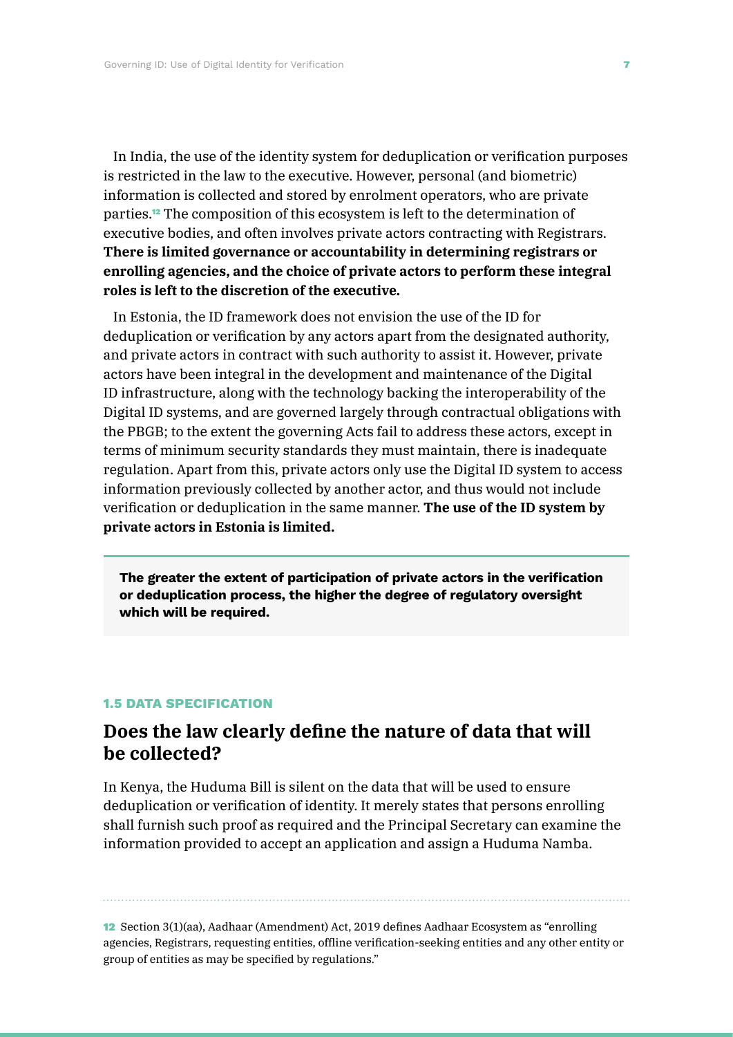In India, the use of the identity system for deduplication or verification purposes is restricted in the law to the executive. However, personal (and biometric) information is collected and stored by enrolment operators, who are private parties.[12] The composition of this ecosystem is left to the determination of executive bodies, and often involves private actors contracting with Registrars. **There is limited governance or accountability in determining registrars or enrolling agencies, and the choice of private actors to perform these integral roles is left to the discretion of the executive.**

In Estonia, the ID framework does not envision the use of the ID for deduplication or verification by any actors apart from the designated authority, and private actors in contract with such authority to assist it. However, private actors have been integral in the development and maintenance of the Digital ID infrastructure, along with the technology backing the interoperability of the Digital ID systems, and are governed largely through contractual obligations with the PBGB; to the extent the governing Acts fail to address these actors, except in terms of minimum security standards they must maintain, there is inadequate regulation. Apart from this, private actors only use the Digital ID system to access information previously collected by another actor, and thus would not include verification or deduplication in the same manner. **The use of the ID system by private actors in Estonia is limited.**

> **The greater the extent of participation of private actors in the verification or deduplication process, the higher the degree of regulatory oversight which will be required.**

### 1.5 DATA SPECIFICATION

## Does the law clearly define the nature of data that will be collected?

In Kenya, the Huduma Bill is silent on the data that will be used to ensure deduplication or verification of identity. It merely states that persons enrolling shall furnish such proof as required and the Principal Secretary can examine the information provided to accept an application and assign a Huduma Namba.

---

[12] Section 3(1)(aa), Aadhaar (Amendment) Act, 2019 defines Aadhaar Ecosystem as "enrolling agencies, Registrars, requesting entities, offline verification-seeking entities and any other entity or group of entities as may be specified by regulations."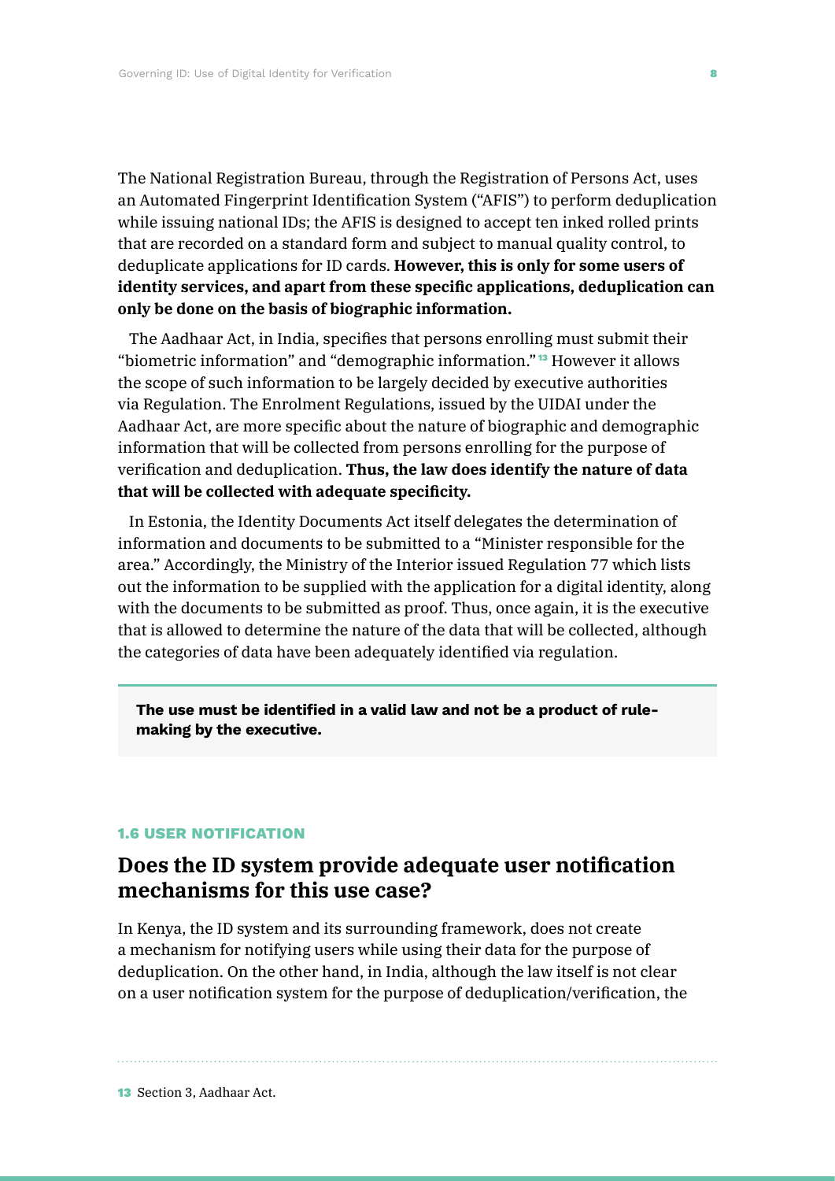The National Registration Bureau, through the Registration of Persons Act, uses an Automated Fingerprint Identification System ("AFIS") to perform deduplication while issuing national IDs; the AFIS is designed to accept ten inked rolled prints that are recorded on a standard form and subject to manual quality control, to deduplicate applications for ID cards. **However, this is only for some users of identity services, and apart from these specific applications, deduplication can only be done on the basis of biographic information.**

The Aadhaar Act, in India, specifies that persons enrolling must submit their "biometric information" and "demographic information."[13] However it allows the scope of such information to be largely decided by executive authorities via Regulation. The Enrolment Regulations, issued by the UIDAI under the Aadhaar Act, are more specific about the nature of biographic and demographic information that will be collected from persons enrolling for the purpose of verification and deduplication. **Thus, the law does identify the nature of data that will be collected with adequate specificity.**

In Estonia, the Identity Documents Act itself delegates the determination of information and documents to be submitted to a "Minister responsible for the area." Accordingly, the Ministry of the Interior issued Regulation 77 which lists out the information to be supplied with the application for a digital identity, along with the documents to be submitted as proof. Thus, once again, it is the executive that is allowed to determine the nature of the data that will be collected, although the categories of data have been adequately identified via regulation.

> **The use must be identified in a valid law and not be a product of rule-making by the executive.**

### 1.6 USER NOTIFICATION

## Does the ID system provide adequate user notification mechanisms for this use case?

In Kenya, the ID system and its surrounding framework, does not create a mechanism for notifying users while using their data for the purpose of deduplication. On the other hand, in India, although the law itself is not clear on a user notification system for the purpose of deduplication/verification, the

---

[13] Section 3, Aadhaar Act.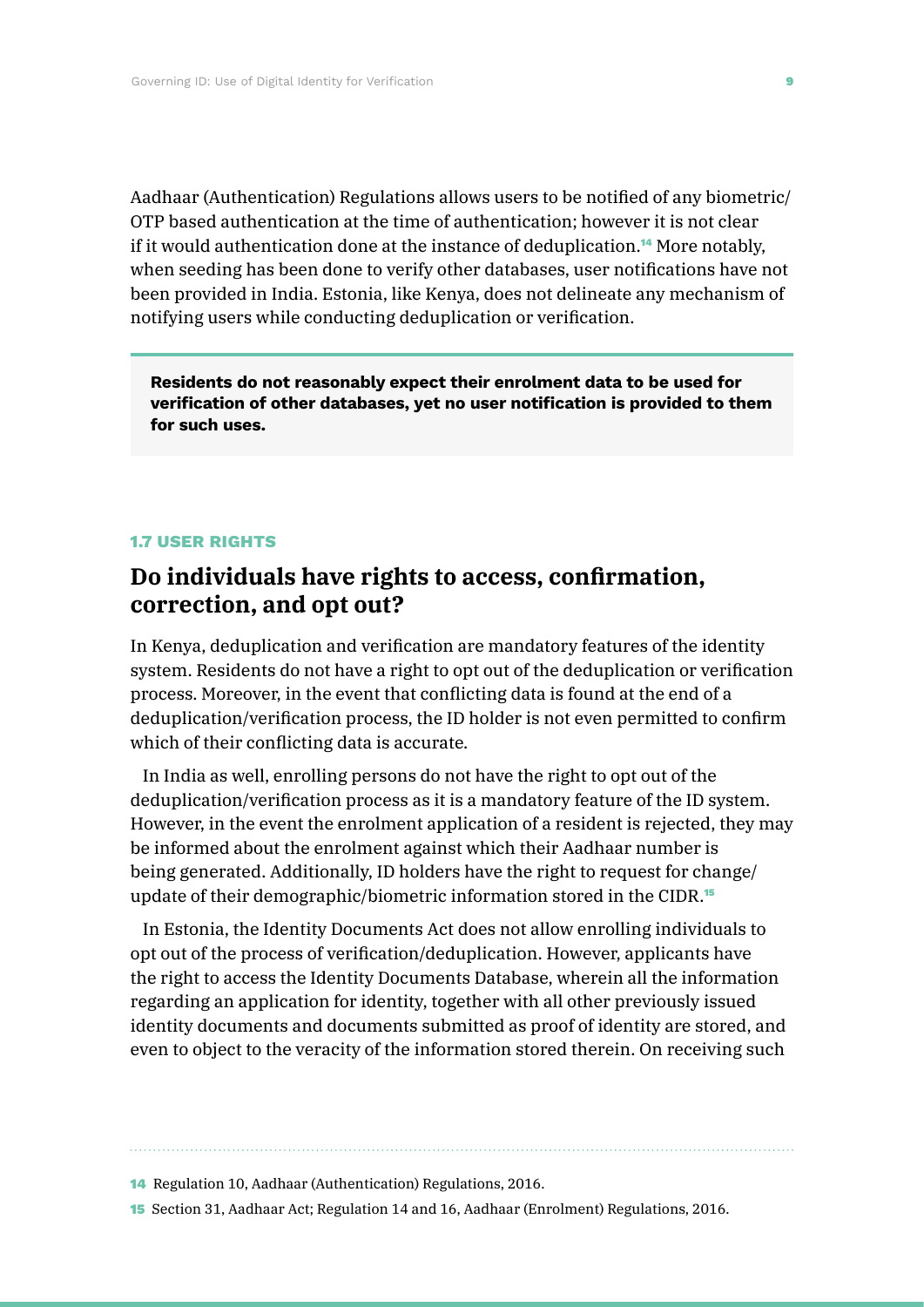Aadhaar (Authentication) Regulations allows users to be notified of any biometric/OTP based authentication at the time of authentication; however it is not clear if it would authentication done at the instance of deduplication.[14] More notably, when seeding has been done to verify other databases, user notifications have not been provided in India. Estonia, like Kenya, does not delineate any mechanism of notifying users while conducting deduplication or verification.

> **Residents do not reasonably expect their enrolment data to be used for verification of other databases, yet no user notification is provided to them for such uses.**

### 1.7 USER RIGHTS

## Do individuals have rights to access, confirmation, correction, and opt out?

In Kenya, deduplication and verification are mandatory features of the identity system. Residents do not have a right to opt out of the deduplication or verification process. Moreover, in the event that conflicting data is found at the end of a deduplication/verification process, the ID holder is not even permitted to confirm which of their conflicting data is accurate.

In India as well, enrolling persons do not have the right to opt out of the deduplication/verification process as it is a mandatory feature of the ID system. However, in the event the enrolment application of a resident is rejected, they may be informed about the enrolment against which their Aadhaar number is being generated. Additionally, ID holders have the right to request for change/update of their demographic/biometric information stored in the CIDR.[15]

In Estonia, the Identity Documents Act does not allow enrolling individuals to opt out of the process of verification/deduplication. However, applicants have the right to access the Identity Documents Database, wherein all the information regarding an application for identity, together with all other previously issued identity documents and documents submitted as proof of identity are stored, and even to object to the veracity of the information stored therein. On receiving such

---

[14] Regulation 10, Aadhaar (Authentication) Regulations, 2016.

[15] Section 31, Aadhaar Act; Regulation 14 and 16, Aadhaar (Enrolment) Regulations, 2016.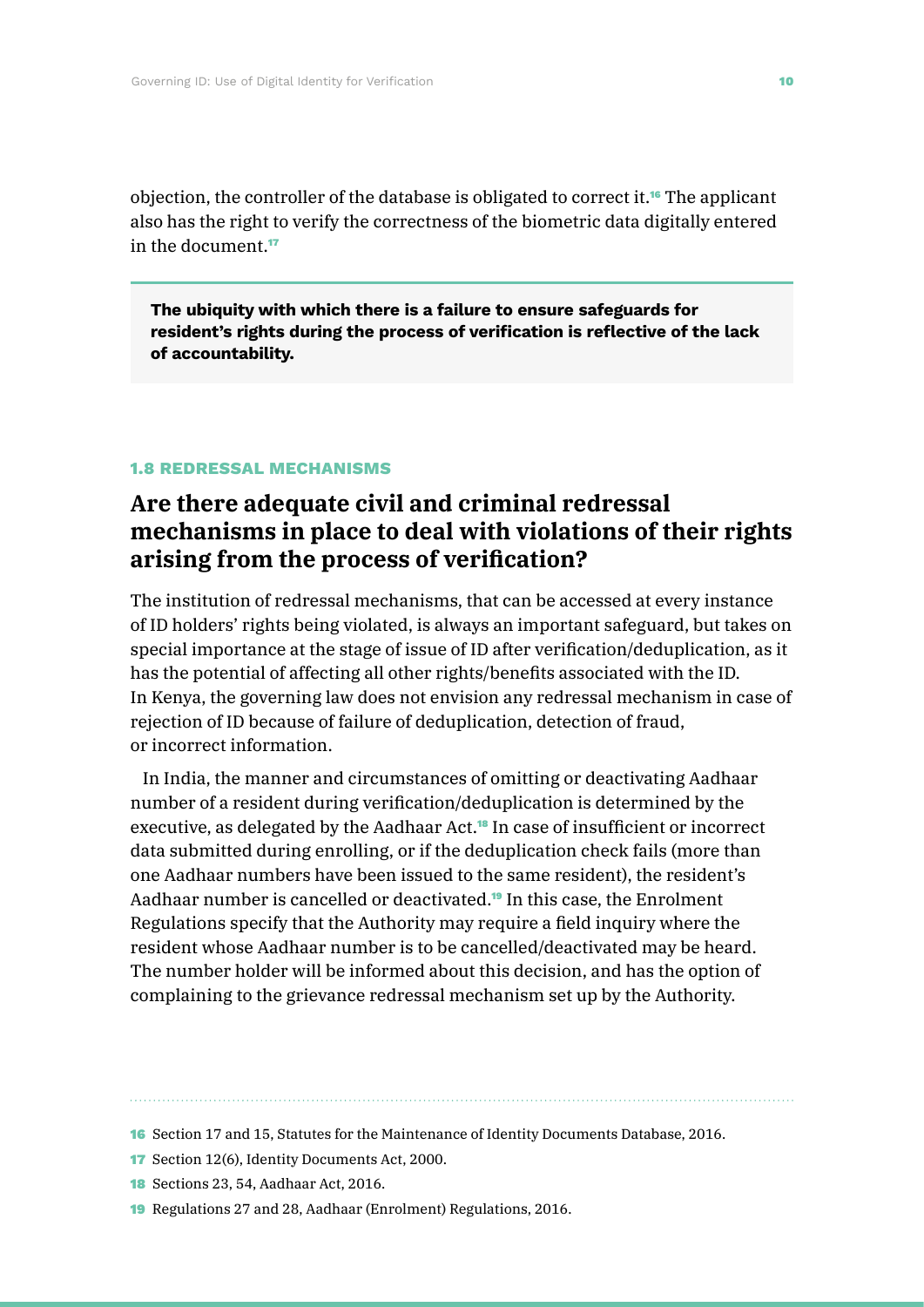objection, the controller of the database is obligated to correct it.[16] The applicant also has the right to verify the correctness of the biometric data digitally entered in the document.[17]

> **The ubiquity with which there is a failure to ensure safeguards for resident's rights during the process of verification is reflective of the lack of accountability.**

### 1.8 REDRESSAL MECHANISMS

## Are there adequate civil and criminal redressal mechanisms in place to deal with violations of their rights arising from the process of verification?

The institution of redressal mechanisms, that can be accessed at every instance of ID holders' rights being violated, is always an important safeguard, but takes on special importance at the stage of issue of ID after verification/deduplication, as it has the potential of affecting all other rights/benefits associated with the ID. In Kenya, the governing law does not envision any redressal mechanism in case of rejection of ID because of failure of deduplication, detection of fraud, or incorrect information.

In India, the manner and circumstances of omitting or deactivating Aadhaar number of a resident during verification/deduplication is determined by the executive, as delegated by the Aadhaar Act.[18] In case of insufficient or incorrect data submitted during enrolling, or if the deduplication check fails (more than one Aadhaar numbers have been issued to the same resident), the resident's Aadhaar number is cancelled or deactivated.[19] In this case, the Enrolment Regulations specify that the Authority may require a field inquiry where the resident whose Aadhaar number is to be cancelled/deactivated may be heard. The number holder will be informed about this decision, and has the option of complaining to the grievance redressal mechanism set up by the Authority.

---

16 Section 17 and 15, Statutes for the Maintenance of Identity Documents Database, 2016.

17 Section 12(6), Identity Documents Act, 2000.

18 Sections 23, 54, Aadhaar Act, 2016.

19 Regulations 27 and 28, Aadhaar (Enrolment) Regulations, 2016.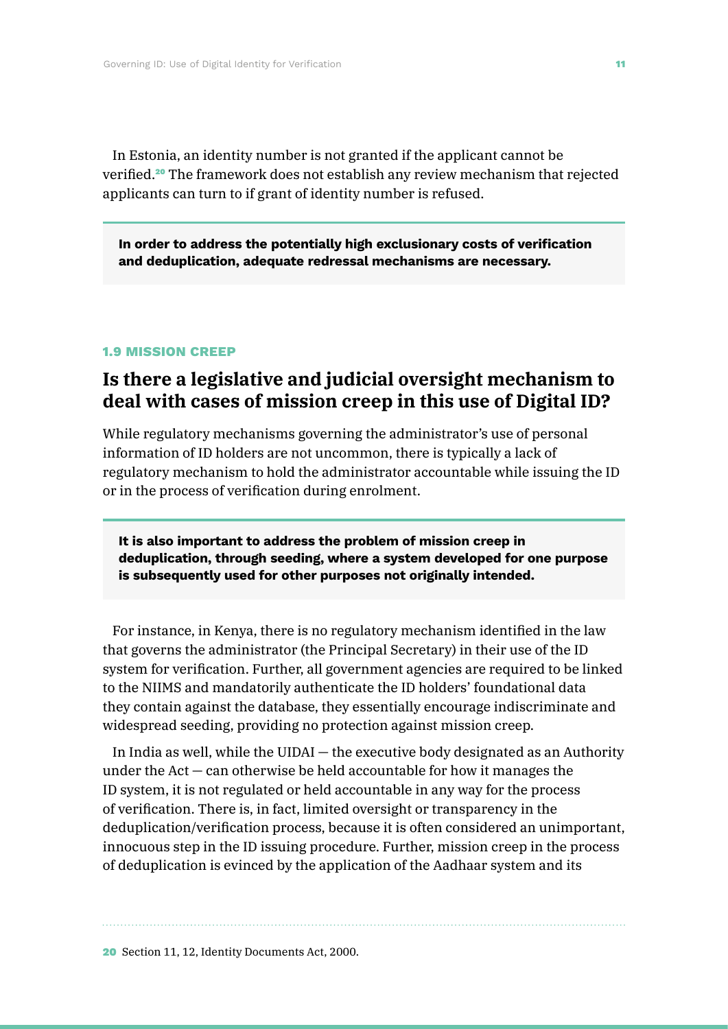In Estonia, an identity number is not granted if the applicant cannot be verified.[20] The framework does not establish any review mechanism that rejected applicants can turn to if grant of identity number is refused.

> **In order to address the potentially high exclusionary costs of verification and deduplication, adequate redressal mechanisms are necessary.**

### 1.9 MISSION CREEP

## Is there a legislative and judicial oversight mechanism to deal with cases of mission creep in this use of Digital ID?

While regulatory mechanisms governing the administrator's use of personal information of ID holders are not uncommon, there is typically a lack of regulatory mechanism to hold the administrator accountable while issuing the ID or in the process of verification during enrolment.

> **It is also important to address the problem of mission creep in deduplication, through seeding, where a system developed for one purpose is subsequently used for other purposes not originally intended.**

For instance, in Kenya, there is no regulatory mechanism identified in the law that governs the administrator (the Principal Secretary) in their use of the ID system for verification. Further, all government agencies are required to be linked to the NIIMS and mandatorily authenticate the ID holders' foundational data they contain against the database, they essentially encourage indiscriminate and widespread seeding, providing no protection against mission creep.

In India as well, while the UIDAI — the executive body designated as an Authority under the Act — can otherwise be held accountable for how it manages the ID system, it is not regulated or held accountable in any way for the process of verification. There is, in fact, limited oversight or transparency in the deduplication/verification process, because it is often considered an unimportant, innocuous step in the ID issuing procedure. Further, mission creep in the process of deduplication is evinced by the application of the Aadhaar system and its

---

[20] Section 11, 12, Identity Documents Act, 2000.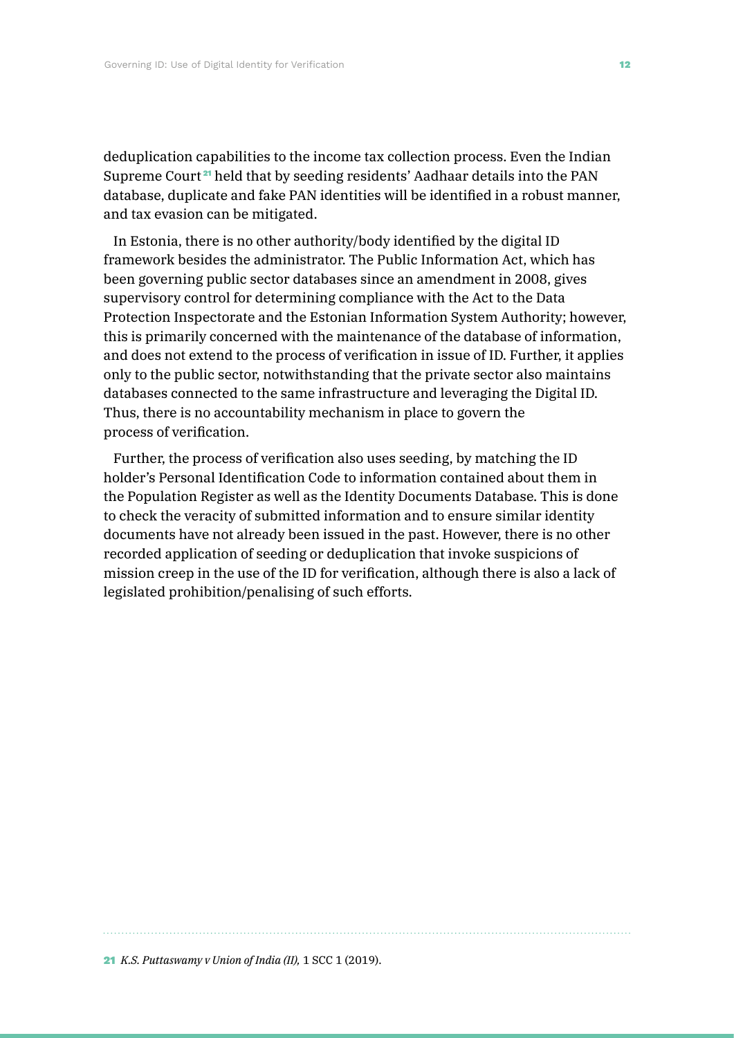deduplication capabilities to the income tax collection process. Even the Indian Supreme Court[21] held that by seeding residents' Aadhaar details into the PAN database, duplicate and fake PAN identities will be identified in a robust manner, and tax evasion can be mitigated.

In Estonia, there is no other authority/body identified by the digital ID framework besides the administrator. The Public Information Act, which has been governing public sector databases since an amendment in 2008, gives supervisory control for determining compliance with the Act to the Data Protection Inspectorate and the Estonian Information System Authority; however, this is primarily concerned with the maintenance of the database of information, and does not extend to the process of verification in issue of ID. Further, it applies only to the public sector, notwithstanding that the private sector also maintains databases connected to the same infrastructure and leveraging the Digital ID. Thus, there is no accountability mechanism in place to govern the process of verification.

Further, the process of verification also uses seeding, by matching the ID holder's Personal Identification Code to information contained about them in the Population Register as well as the Identity Documents Database. This is done to check the veracity of submitted information and to ensure similar identity documents have not already been issued in the past. However, there is no other recorded application of seeding or deduplication that invoke suspicions of mission creep in the use of the ID for verification, although there is also a lack of legislated prohibition/penalising of such efforts.

---

21 *K.S. Puttaswamy v Union of India (II),* 1 SCC 1 (2019).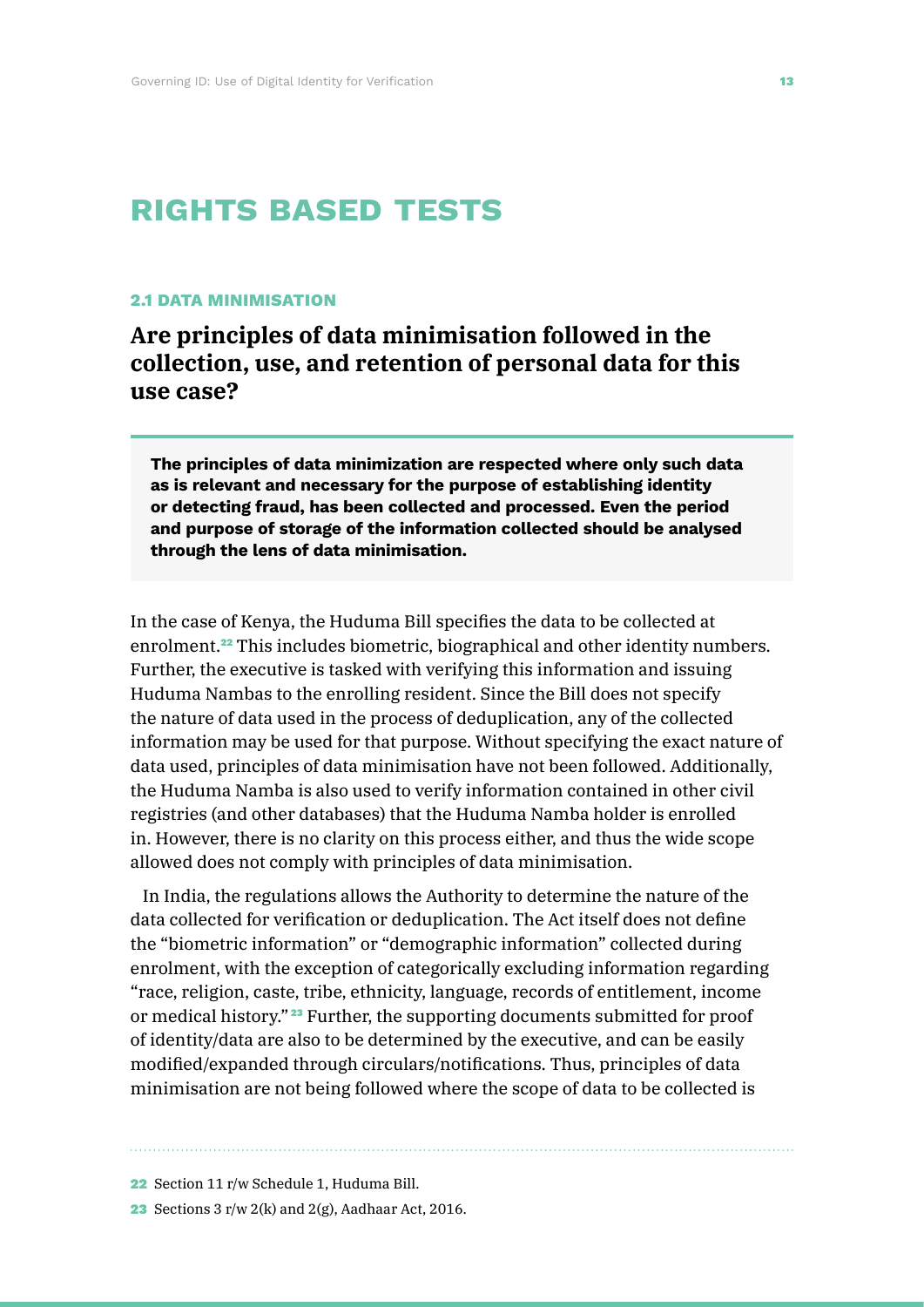# RIGHTS BASED TESTS

### 2.1 DATA MINIMISATION

## Are principles of data minimisation followed in the collection, use, and retention of personal data for this use case?

> **The principles of data minimization are respected where only such data as is relevant and necessary for the purpose of establishing identity or detecting fraud, has been collected and processed. Even the period and purpose of storage of the information collected should be analysed through the lens of data minimisation.**

In the case of Kenya, the Huduma Bill specifies the data to be collected at enrolment.[22] This includes biometric, biographical and other identity numbers. Further, the executive is tasked with verifying this information and issuing Huduma Nambas to the enrolling resident. Since the Bill does not specify the nature of data used in the process of deduplication, any of the collected information may be used for that purpose. Without specifying the exact nature of data used, principles of data minimisation have not been followed. Additionally, the Huduma Namba is also used to verify information contained in other civil registries (and other databases) that the Huduma Namba holder is enrolled in. However, there is no clarity on this process either, and thus the wide scope allowed does not comply with principles of data minimisation.

In India, the regulations allows the Authority to determine the nature of the data collected for verification or deduplication. The Act itself does not define the "biometric information" or "demographic information" collected during enrolment, with the exception of categorically excluding information regarding "race, religion, caste, tribe, ethnicity, language, records of entitlement, income or medical history."[23] Further, the supporting documents submitted for proof of identity/data are also to be determined by the executive, and can be easily modified/expanded through circulars/notifications. Thus, principles of data minimisation are not being followed where the scope of data to be collected is

---

[22] Section 11 r/w Schedule 1, Huduma Bill.

[23] Sections 3 r/w 2(k) and 2(g), Aadhaar Act, 2016.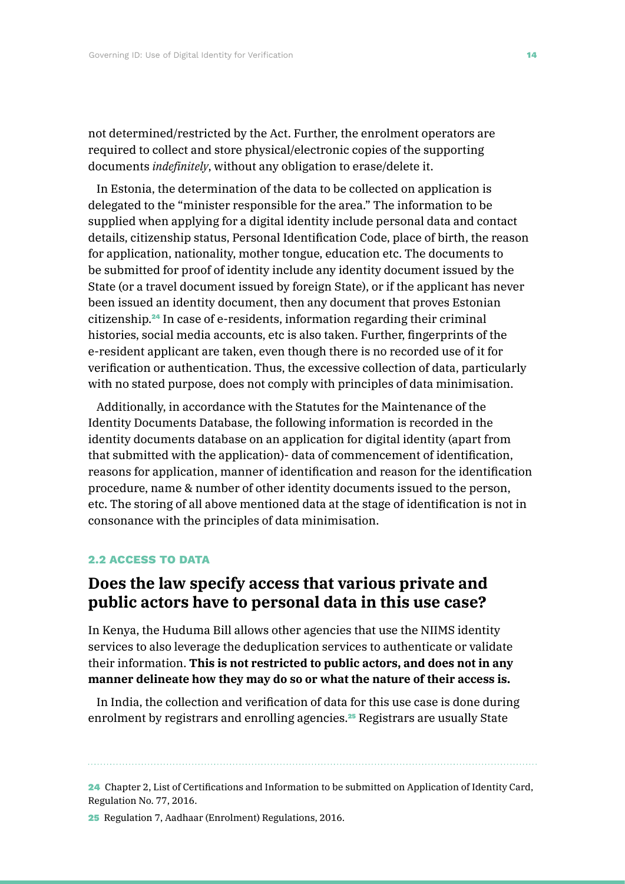not determined/restricted by the Act. Further, the enrolment operators are required to collect and store physical/electronic copies of the supporting documents *indefinitely*, without any obligation to erase/delete it.

In Estonia, the determination of the data to be collected on application is delegated to the "minister responsible for the area." The information to be supplied when applying for a digital identity include personal data and contact details, citizenship status, Personal Identification Code, place of birth, the reason for application, nationality, mother tongue, education etc. The documents to be submitted for proof of identity include any identity document issued by the State (or a travel document issued by foreign State), or if the applicant has never been issued an identity document, then any document that proves Estonian citizenship.[24] In case of e-residents, information regarding their criminal histories, social media accounts, etc is also taken. Further, fingerprints of the e-resident applicant are taken, even though there is no recorded use of it for verification or authentication. Thus, the excessive collection of data, particularly with no stated purpose, does not comply with principles of data minimisation.

Additionally, in accordance with the Statutes for the Maintenance of the Identity Documents Database, the following information is recorded in the identity documents database on an application for digital identity (apart from that submitted with the application)- data of commencement of identification, reasons for application, manner of identification and reason for the identification procedure, name & number of other identity documents issued to the person, etc. The storing of all above mentioned data at the stage of identification is not in consonance with the principles of data minimisation.

#### 2.2 ACCESS TO DATA

## Does the law specify access that various private and public actors have to personal data in this use case?

In Kenya, the Huduma Bill allows other agencies that use the NIIMS identity services to also leverage the deduplication services to authenticate or validate their information. **This is not restricted to public actors, and does not in any manner delineate how they may do so or what the nature of their access is.**

In India, the collection and verification of data for this use case is done during enrolment by registrars and enrolling agencies.[25] Registrars are usually State

---

[24] Chapter 2, List of Certifications and Information to be submitted on Application of Identity Card, Regulation No. 77, 2016.

[25] Regulation 7, Aadhaar (Enrolment) Regulations, 2016.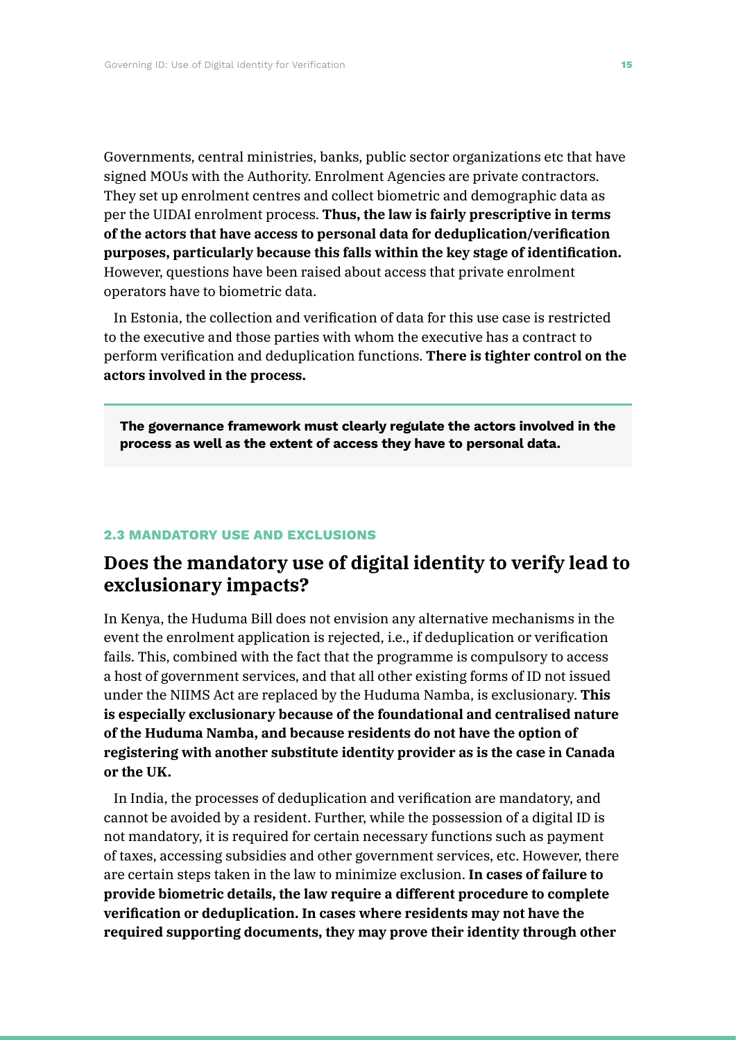Governments, central ministries, banks, public sector organizations etc that have signed MOUs with the Authority. Enrolment Agencies are private contractors. They set up enrolment centres and collect biometric and demographic data as per the UIDAI enrolment process. **Thus, the law is fairly prescriptive in terms of the actors that have access to personal data for deduplication/verification purposes, particularly because this falls within the key stage of identification.** However, questions have been raised about access that private enrolment operators have to biometric data.

In Estonia, the collection and verification of data for this use case is restricted to the executive and those parties with whom the executive has a contract to perform verification and deduplication functions. **There is tighter control on the actors involved in the process.**

> **The governance framework must clearly regulate the actors involved in the process as well as the extent of access they have to personal data.**

#### 2.3 MANDATORY USE AND EXCLUSIONS

## Does the mandatory use of digital identity to verify lead to exclusionary impacts?

In Kenya, the Huduma Bill does not envision any alternative mechanisms in the event the enrolment application is rejected, i.e., if deduplication or verification fails. This, combined with the fact that the programme is compulsory to access a host of government services, and that all other existing forms of ID not issued under the NIIMS Act are replaced by the Huduma Namba, is exclusionary. **This is especially exclusionary because of the foundational and centralised nature of the Huduma Namba, and because residents do not have the option of registering with another substitute identity provider as is the case in Canada or the UK.**

In India, the processes of deduplication and verification are mandatory, and cannot be avoided by a resident. Further, while the possession of a digital ID is not mandatory, it is required for certain necessary functions such as payment of taxes, accessing subsidies and other government services, etc. However, there are certain steps taken in the law to minimize exclusion. **In cases of failure to provide biometric details, the law require a different procedure to complete verification or deduplication. In cases where residents may not have the required supporting documents, they may prove their identity through other**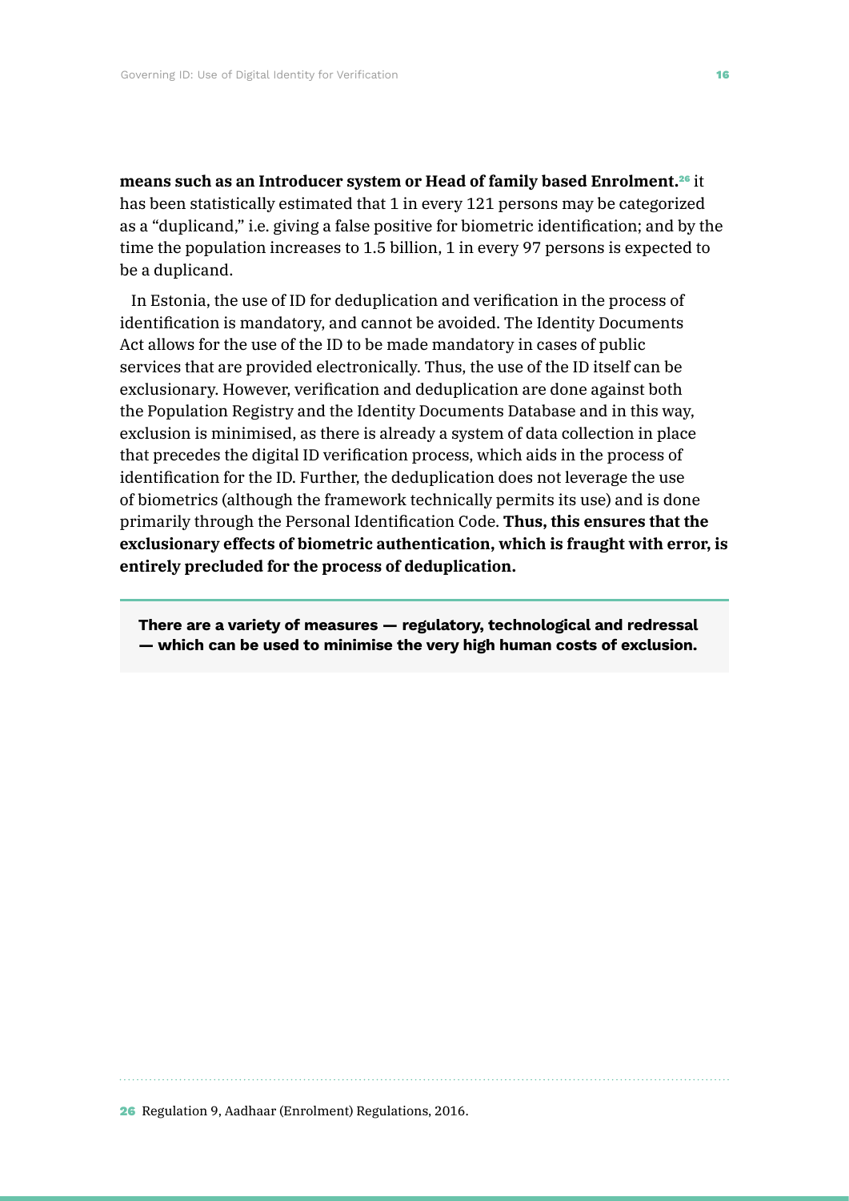**means such as an Introducer system or Head of family based Enrolment.**[26] it has been statistically estimated that 1 in every 121 persons may be categorized as a "duplicand," i.e. giving a false positive for biometric identification; and by the time the population increases to 1.5 billion, 1 in every 97 persons is expected to be a duplicand.

In Estonia, the use of ID for deduplication and verification in the process of identification is mandatory, and cannot be avoided. The Identity Documents Act allows for the use of the ID to be made mandatory in cases of public services that are provided electronically. Thus, the use of the ID itself can be exclusionary. However, verification and deduplication are done against both the Population Registry and the Identity Documents Database and in this way, exclusion is minimised, as there is already a system of data collection in place that precedes the digital ID verification process, which aids in the process of identification for the ID. Further, the deduplication does not leverage the use of biometrics (although the framework technically permits its use) and is done primarily through the Personal Identification Code. **Thus, this ensures that the exclusionary effects of biometric authentication, which is fraught with error, is entirely precluded for the process of deduplication.**

> **There are a variety of measures — regulatory, technological and redressal — which can be used to minimise the very high human costs of exclusion.**

---

[26] Regulation 9, Aadhaar (Enrolment) Regulations, 2016.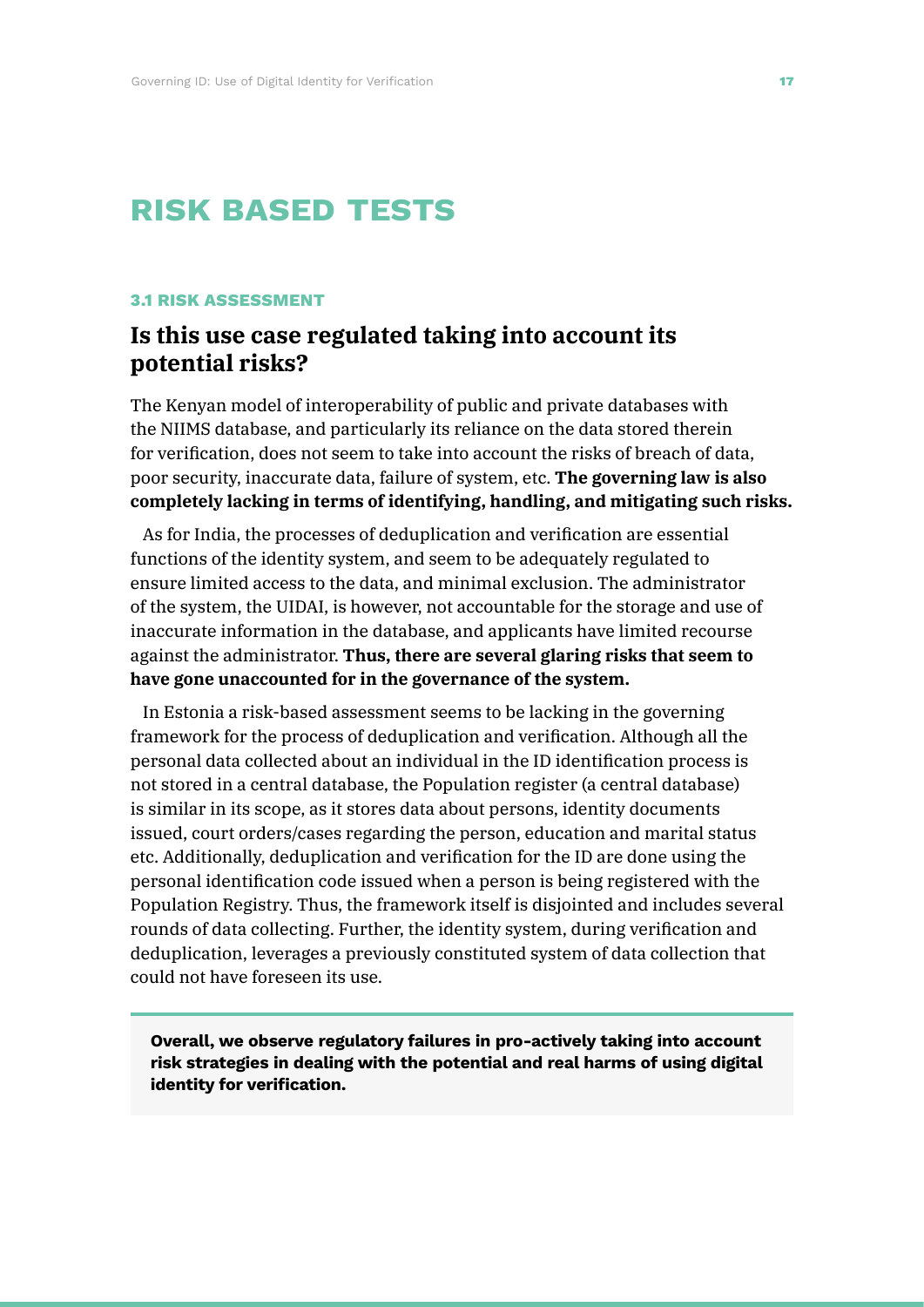# RISK BASED TESTS

### 3.1 RISK ASSESSMENT

## Is this use case regulated taking into account its potential risks?

The Kenyan model of interoperability of public and private databases with the NIIMS database, and particularly its reliance on the data stored therein for verification, does not seem to take into account the risks of breach of data, poor security, inaccurate data, failure of system, etc. **The governing law is also completely lacking in terms of identifying, handling, and mitigating such risks.**

As for India, the processes of deduplication and verification are essential functions of the identity system, and seem to be adequately regulated to ensure limited access to the data, and minimal exclusion. The administrator of the system, the UIDAI, is however, not accountable for the storage and use of inaccurate information in the database, and applicants have limited recourse against the administrator. **Thus, there are several glaring risks that seem to have gone unaccounted for in the governance of the system.**

In Estonia a risk-based assessment seems to be lacking in the governing framework for the process of deduplication and verification. Although all the personal data collected about an individual in the ID identification process is not stored in a central database, the Population register (a central database) is similar in its scope, as it stores data about persons, identity documents issued, court orders/cases regarding the person, education and marital status etc. Additionally, deduplication and verification for the ID are done using the personal identification code issued when a person is being registered with the Population Registry. Thus, the framework itself is disjointed and includes several rounds of data collecting. Further, the identity system, during verification and deduplication, leverages a previously constituted system of data collection that could not have foreseen its use.

**Overall, we observe regulatory failures in pro-actively taking into account risk strategies in dealing with the potential and real harms of using digital identity for verification.**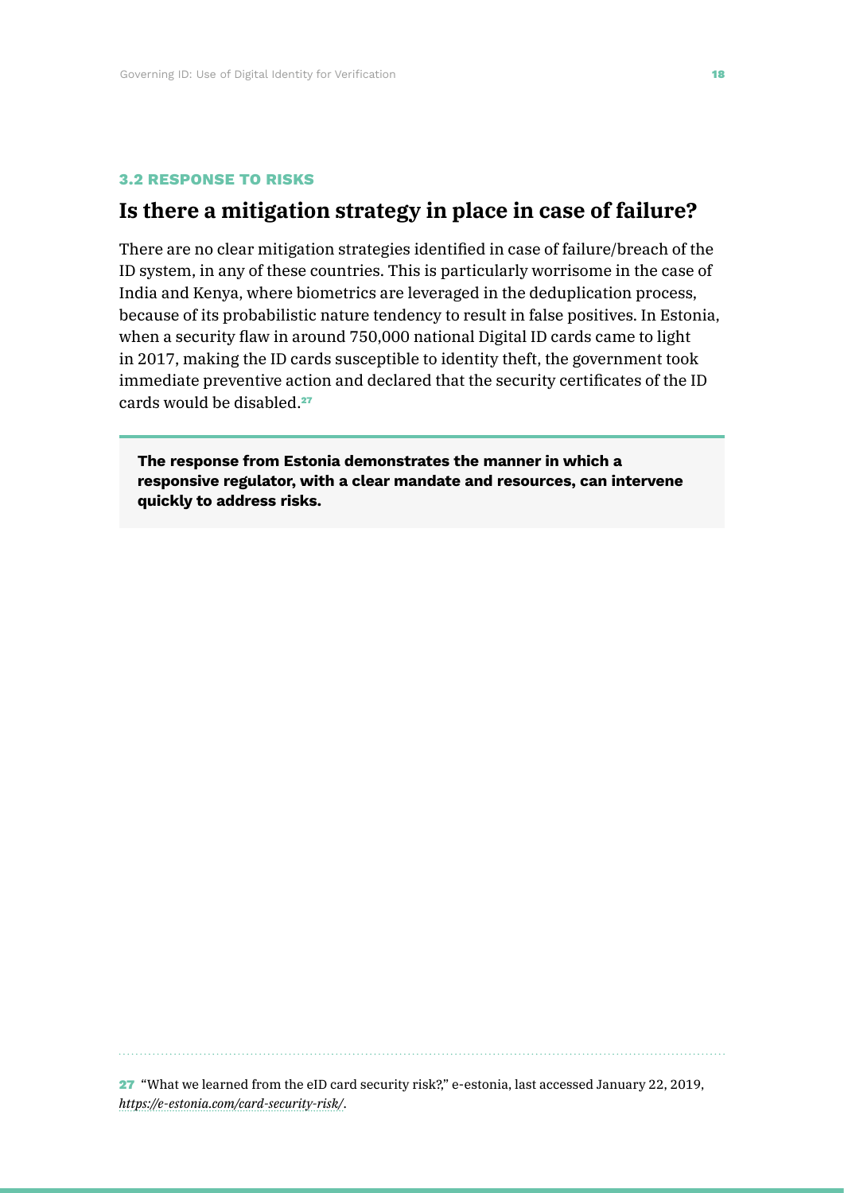### 3.2 RESPONSE TO RISKS

## Is there a mitigation strategy in place in case of failure?

There are no clear mitigation strategies identified in case of failure/breach of the ID system, in any of these countries. This is particularly worrisome in the case of India and Kenya, where biometrics are leveraged in the deduplication process, because of its probabilistic nature tendency to result in false positives. In Estonia, when a security flaw in around 750,000 national Digital ID cards came to light in 2017, making the ID cards susceptible to identity theft, the government took immediate preventive action and declared that the security certificates of the ID cards would be disabled.[27]

> **The response from Estonia demonstrates the manner in which a responsive regulator, with a clear mandate and resources, can intervene quickly to address risks.**

---

27 "What we learned from the eID card security risk?," e-estonia, last accessed January 22, 2019, *https://e-estonia.com/card-security-risk/*.